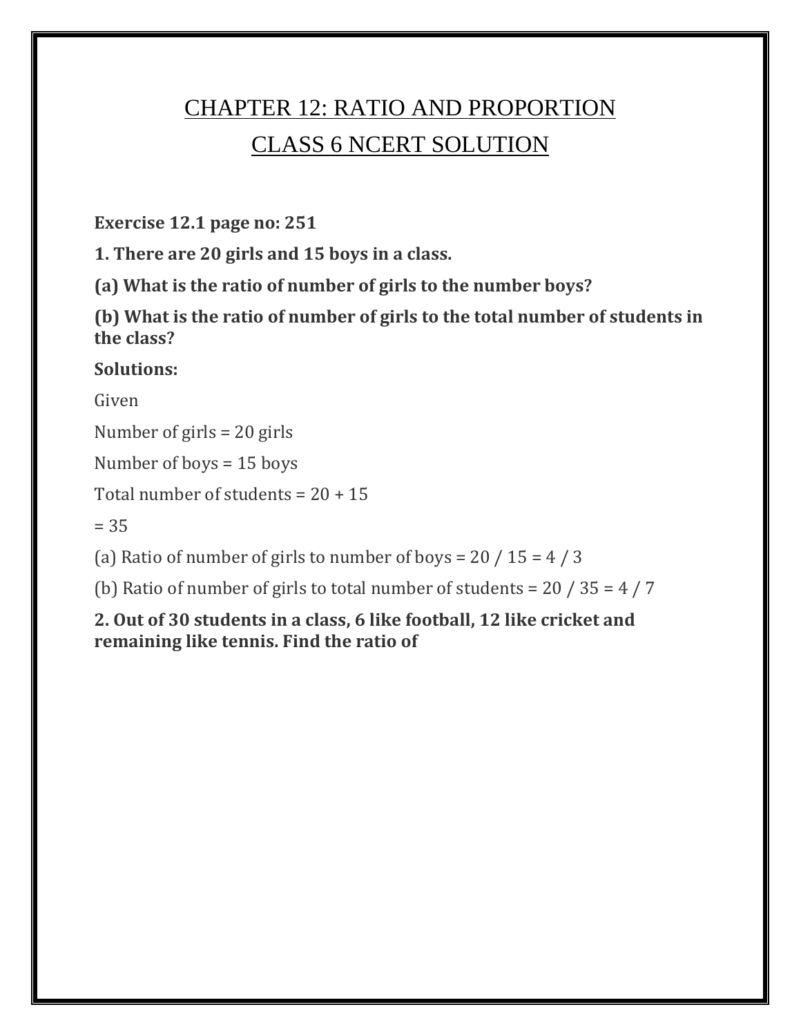# CHAPTER 12: RATIO AND PROPORTION

# CLASS 6 NCERT SOLUTION

**Exercise 12.1 page no: 251**

**1. There are 20 girls and 15 boys in a class.**

**(a) What is the ratio of number of girls to the number boys?**

**(b) What is the ratio of number of girls to the total number of students in the class?**

**Solutions:**

Given

Number of girls = 20 girls

Number of boys = 15 boys

Total number of students = 20 + 15

= 35

(a) Ratio of number of girls to number of boys = $20 / 15 = 4 / 3$

(b) Ratio of number of girls to total number of students = $20 / 35 = 4 / 7$

**2. Out of 30 students in a class, 6 like football, 12 like cricket and remaining like tennis. Find the ratio of**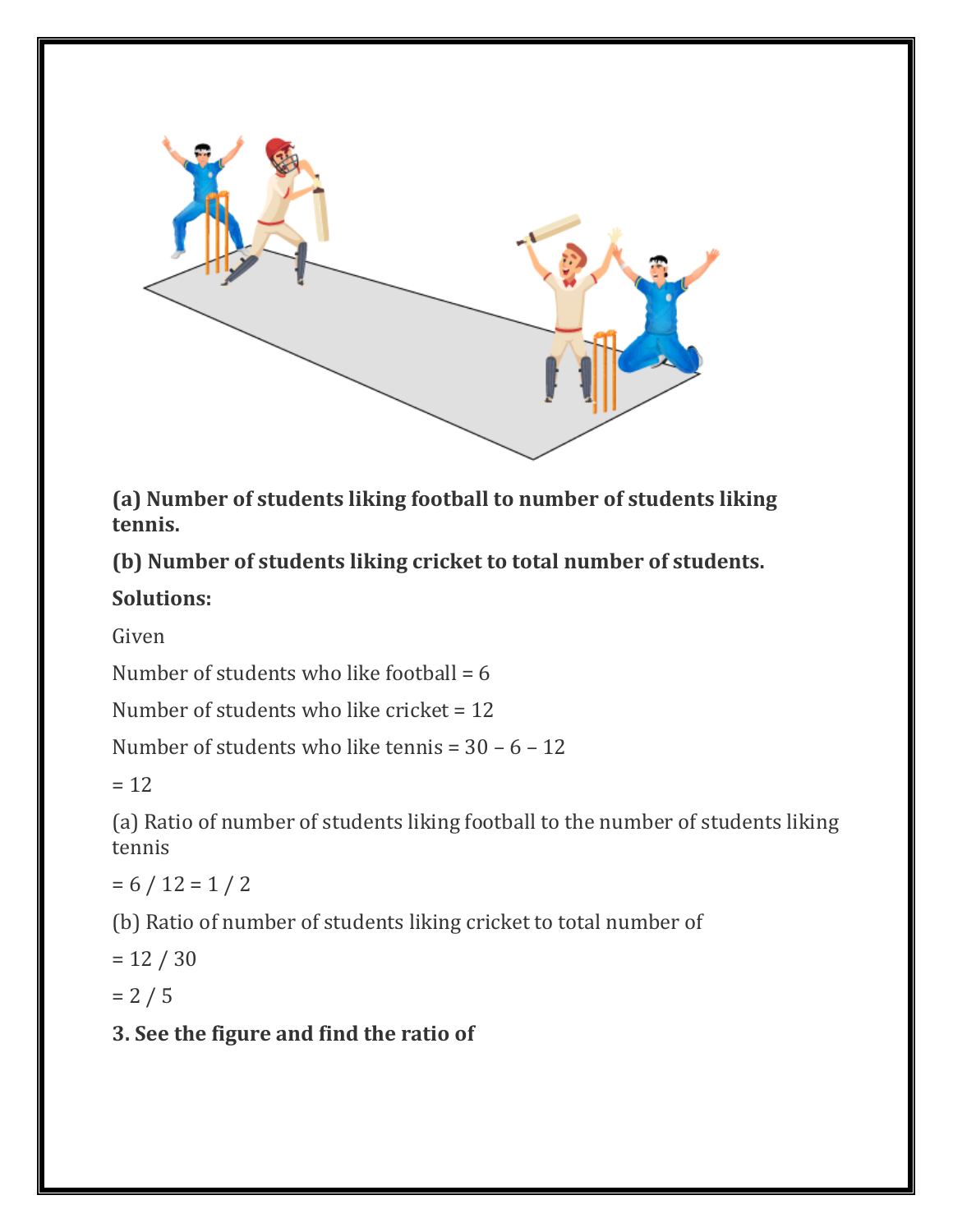**(a) Number of students liking football to number of students liking tennis.**

**(b) Number of students liking cricket to total number of students.**

**Solutions:**

Given

Number of students who like football = 6

Number of students who like cricket = 12

Number of students who like tennis = 30 – 6 – 12

= 12

(a) Ratio of number of students liking football to the number of students liking tennis

= 6 / 12 = 1 / 2

(b) Ratio of number of students liking cricket to total number of

= 12 / 30

= 2 / 5

**3. See the figure and find the ratio of**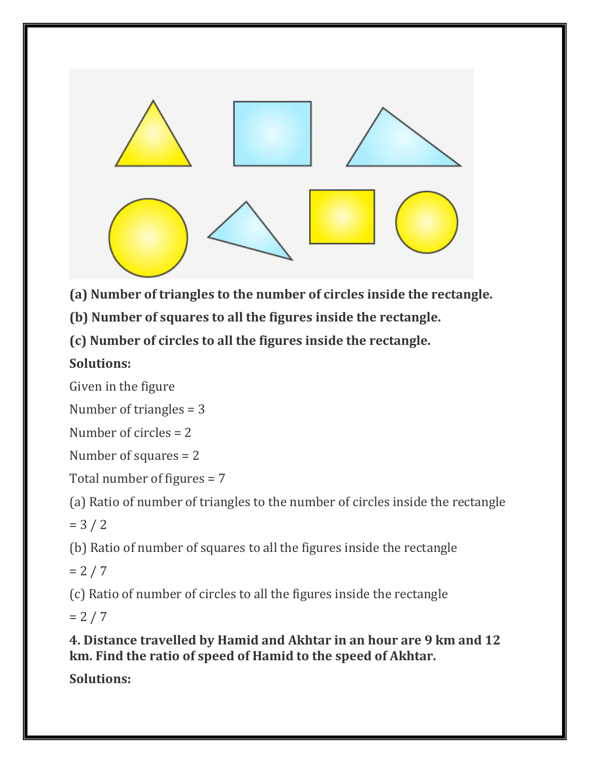**(a) Number of triangles to the number of circles inside the rectangle.**

**(b) Number of squares to all the figures inside the rectangle.**

**(c) Number of circles to all the figures inside the rectangle.**

**Solutions:**

Given in the figure

Number of triangles = 3

Number of circles = 2

Number of squares = 2

Total number of figures = 7

(a) Ratio of number of triangles to the number of circles inside the rectangle

= 3 / 2

(b) Ratio of number of squares to all the figures inside the rectangle

= 2 / 7

(c) Ratio of number of circles to all the figures inside the rectangle

= 2 / 7

**4. Distance travelled by Hamid and Akhtar in an hour are 9 km and 12 km. Find the ratio of speed of Hamid to the speed of Akhtar.**

**Solutions:**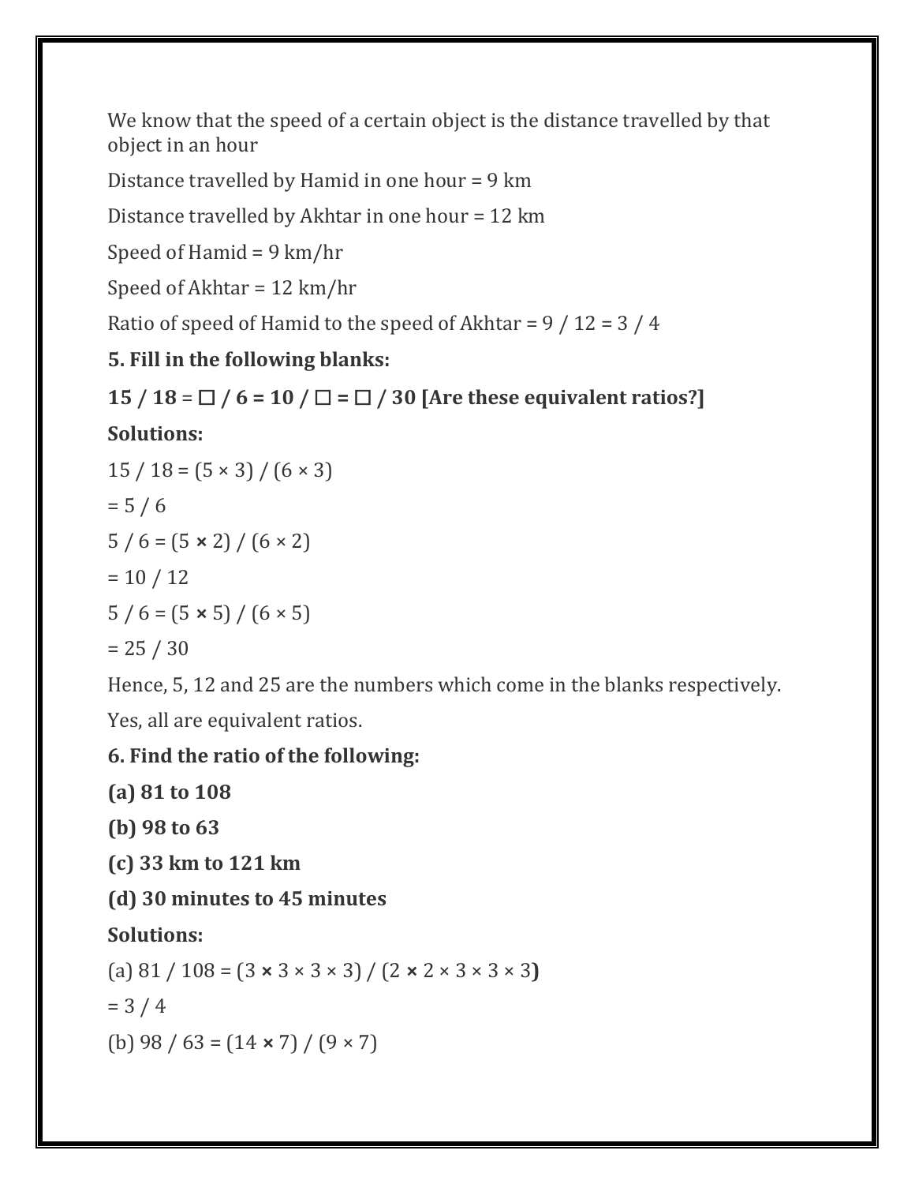We know that the speed of a certain object is the distance travelled by that object in an hour

Distance travelled by Hamid in one hour = 9 km

Distance travelled by Akhtar in one hour = 12 km

Speed of Hamid = 9 km/hr

Speed of Akhtar = 12 km/hr

Ratio of speed of Hamid to the speed of Akhtar = $9 / 12 = 3 / 4$

**5. Fill in the following blanks:**

**$15 / 18 = \square / 6 = 10 / \square = \square / 30$ [Are these equivalent ratios?]**

**Solutions:**

$15 / 18 = (5 \times 3) / (6 \times 3)$

$= 5 / 6$

$5 / 6 = (5 \times 2) / (6 \times 2)$

$= 10 / 12$

$5 / 6 = (5 \times 5) / (6 \times 5)$

$= 25 / 30$

Hence, 5, 12 and 25 are the numbers which come in the blanks respectively.

Yes, all are equivalent ratios.

**6. Find the ratio of the following:**

**(a) 81 to 108**

**(b) 98 to 63**

**(c) 33 km to 121 km**

**(d) 30 minutes to 45 minutes**

**Solutions:**

(a) $81 / 108 = (3 \times 3 \times 3 \times 3) / (2 \times 2 \times 3 \times 3 \times 3)$

$= 3 / 4$

(b) $98 / 63 = (14 \times 7) / (9 \times 7)$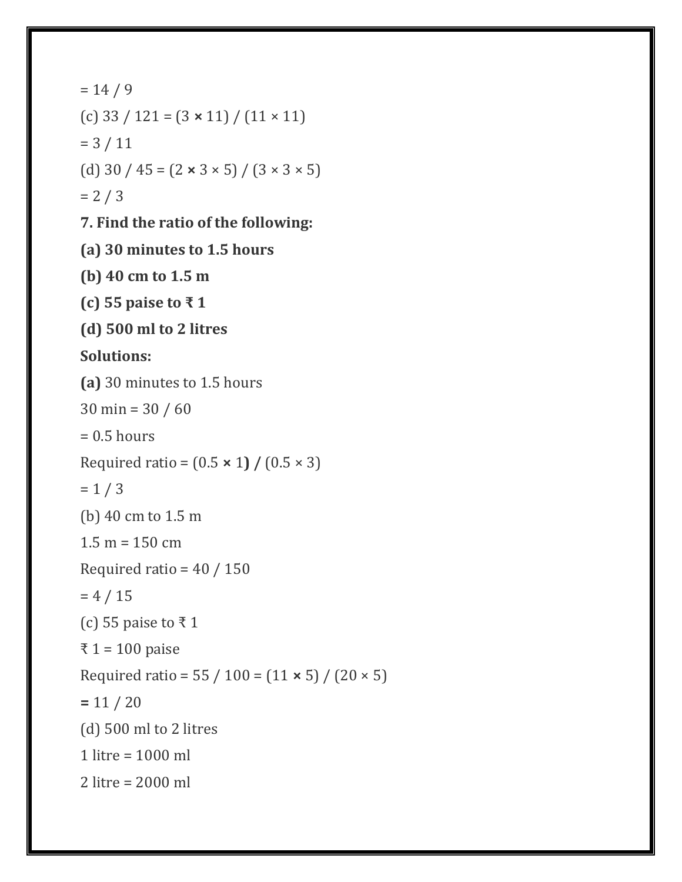= 14 / 9

(c) 33 / 121 = (3 × 11) / (11 × 11)

= 3 / 11

(d) 30 / 45 = (2 × 3 × 5) / (3 × 3 × 5)

= 2 / 3

**7. Find the ratio of the following:**

**(a) 30 minutes to 1.5 hours**

**(b) 40 cm to 1.5 m**

**(c) 55 paise to ₹ 1**

**(d) 500 ml to 2 litres**

**Solutions:**

**(a)** 30 minutes to 1.5 hours

30 min = 30 / 60

= 0.5 hours

Required ratio = (0.5 × 1) / (0.5 × 3)

= 1 / 3

(b) 40 cm to 1.5 m

1.5 m = 150 cm

Required ratio = 40 / 150

= 4 / 15

(c) 55 paise to ₹ 1

₹ 1 = 100 paise

Required ratio = 55 / 100 = (11 × 5) / (20 × 5)

= 11 / 20

(d) 500 ml to 2 litres

1 litre = 1000 ml

2 litre = 2000 ml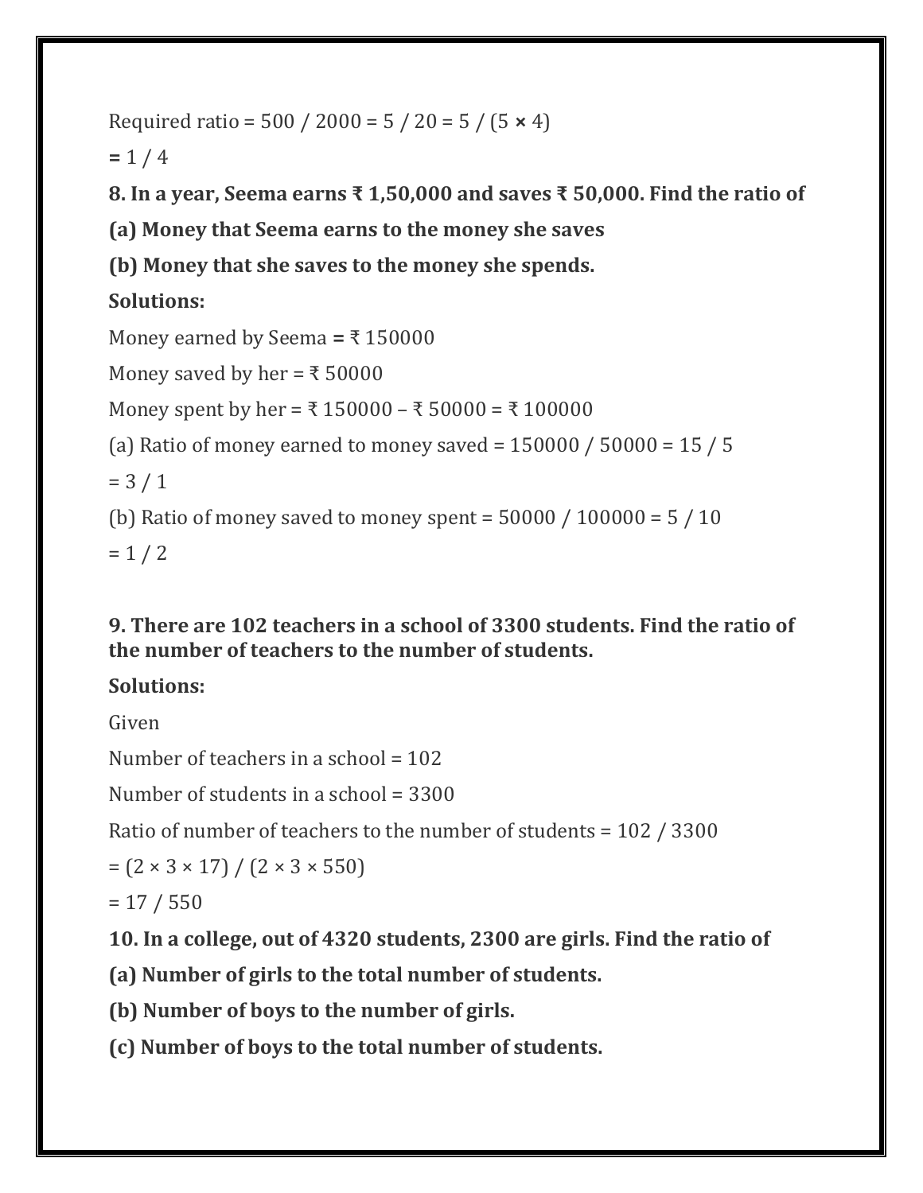Required ratio = 500 / 2000 = 5 / 20 = 5 / (5 × 4)

= 1 / 4

**8. In a year, Seema earns ₹ 1,50,000 and saves ₹ 50,000. Find the ratio of**

**(a) Money that Seema earns to the money she saves**

**(b) Money that she saves to the money she spends.**

**Solutions:**

Money earned by Seema = ₹ 150000

Money saved by her = ₹ 50000

Money spent by her = ₹ 150000 – ₹ 50000 = ₹ 100000

(a) Ratio of money earned to money saved = 150000 / 50000 = 15 / 5

= 3 / 1

(b) Ratio of money saved to money spent = 50000 / 100000 = 5 / 10

= 1 / 2

**9. There are 102 teachers in a school of 3300 students. Find the ratio of the number of teachers to the number of students.**

**Solutions:**

Given

Number of teachers in a school = 102

Number of students in a school = 3300

Ratio of number of teachers to the number of students = 102 / 3300

= (2 × 3 × 17) / (2 × 3 × 550)

= 17 / 550

**10. In a college, out of 4320 students, 2300 are girls. Find the ratio of**

**(a) Number of girls to the total number of students.**

**(b) Number of boys to the number of girls.**

**(c) Number of boys to the total number of students.**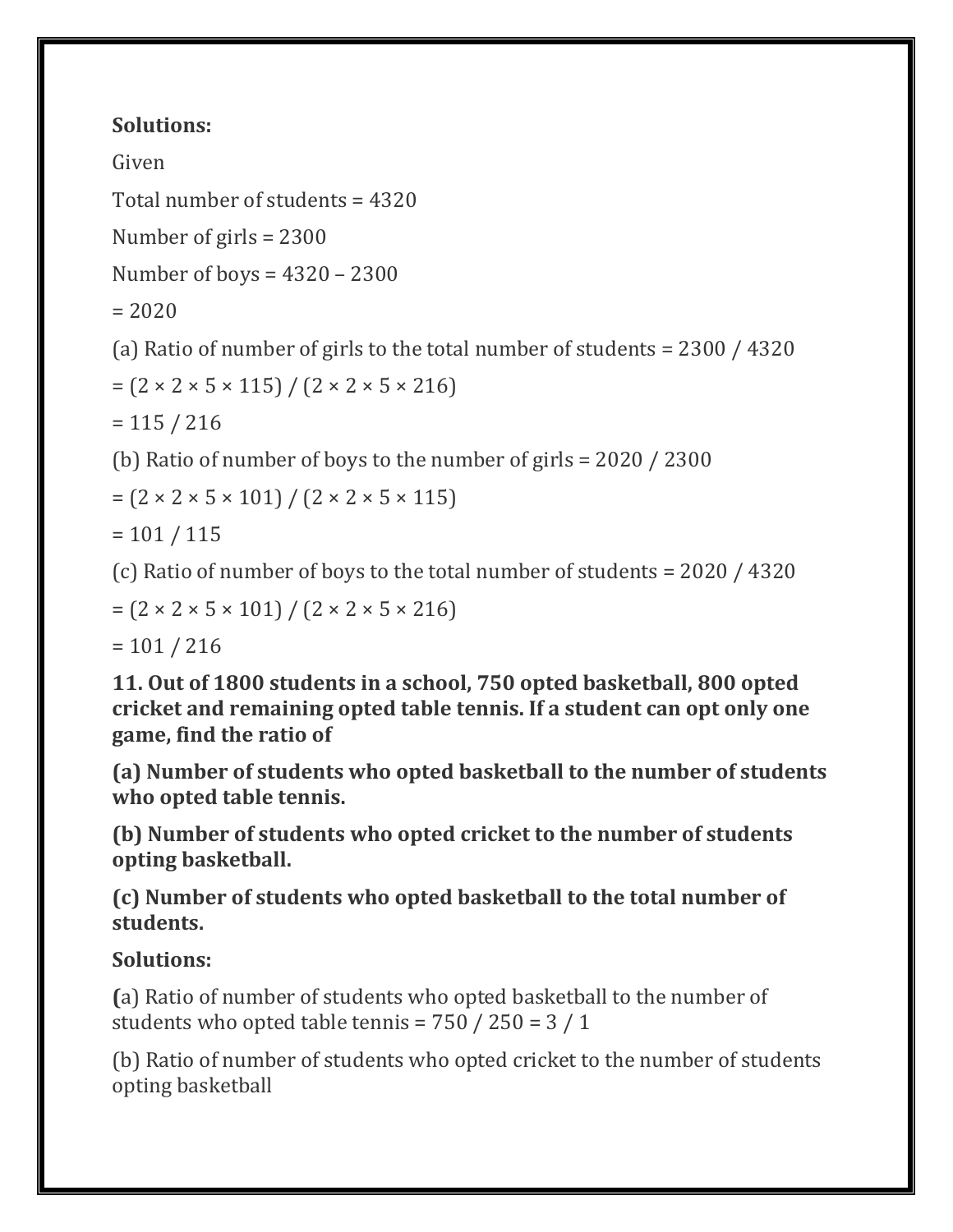**Solutions:**

Given

Total number of students = 4320

Number of girls = 2300

Number of boys = 4320 – 2300

= 2020

(a) Ratio of number of girls to the total number of students = 2300 / 4320

= (2 × 2 × 5 × 115) / (2 × 2 × 5 × 216)

= 115 / 216

(b) Ratio of number of boys to the number of girls = 2020 / 2300

= (2 × 2 × 5 × 101) / (2 × 2 × 5 × 115)

= 101 / 115

(c) Ratio of number of boys to the total number of students = 2020 / 4320

= (2 × 2 × 5 × 101) / (2 × 2 × 5 × 216)

= 101 / 216

**11. Out of 1800 students in a school, 750 opted basketball, 800 opted cricket and remaining opted table tennis. If a student can opt only one game, find the ratio of**

**(a) Number of students who opted basketball to the number of students who opted table tennis.**

**(b) Number of students who opted cricket to the number of students opting basketball.**

**(c) Number of students who opted basketball to the total number of students.**

**Solutions:**

(a) Ratio of number of students who opted basketball to the number of students who opted table tennis = 750 / 250 = 3 / 1

(b) Ratio of number of students who opted cricket to the number of students opting basketball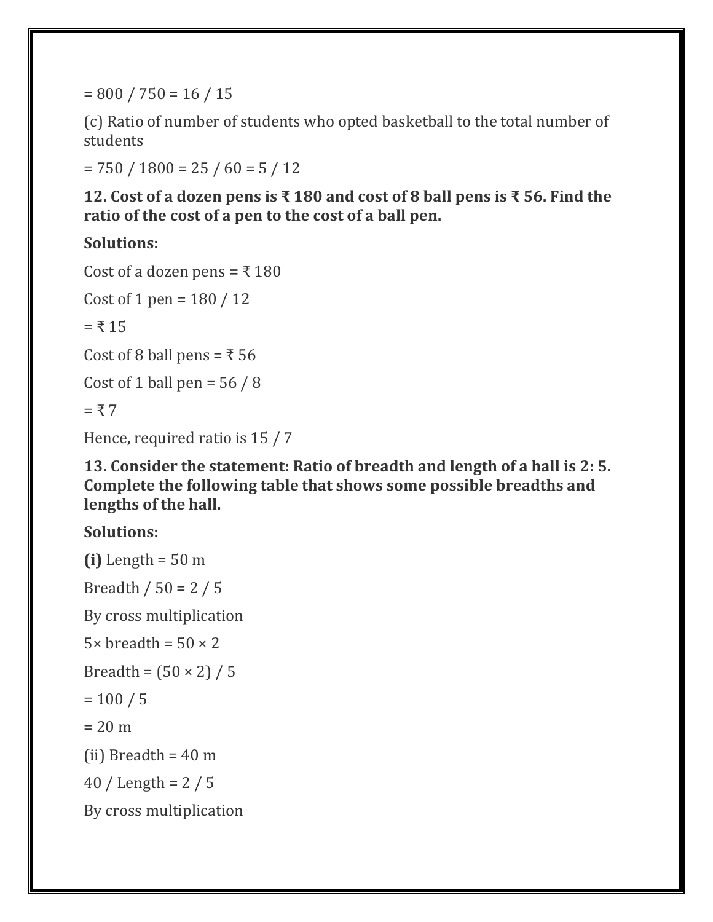$= 800 / 750 = 16 / 15$

(c) Ratio of number of students who opted basketball to the total number of students

$= 750 / 1800 = 25 / 60 = 5 / 12$

**12. Cost of a dozen pens is ₹ 180 and cost of 8 ball pens is ₹ 56. Find the ratio of the cost of a pen to the cost of a ball pen.**

**Solutions:**

Cost of a dozen pens **=** ₹ 180

Cost of 1 pen $= 180 / 12$

= ₹ 15

Cost of 8 ball pens = ₹ 56

Cost of 1 ball pen $= 56 / 8$

= ₹ 7

Hence, required ratio is $15 / 7$

**13. Consider the statement: Ratio of breadth and length of a hall is 2: 5. Complete the following table that shows some possible breadths and lengths of the hall.**

**Solutions:**

**(i)** Length = 50 m

Breadth / 50 = 2 / 5

By cross multiplication

$5 \times$ breadth $= 50 \times 2$

Breadth $= (50 \times 2) / 5$

$= 100 / 5$

= 20 m

(ii) Breadth = 40 m

40 / Length = 2 / 5

By cross multiplication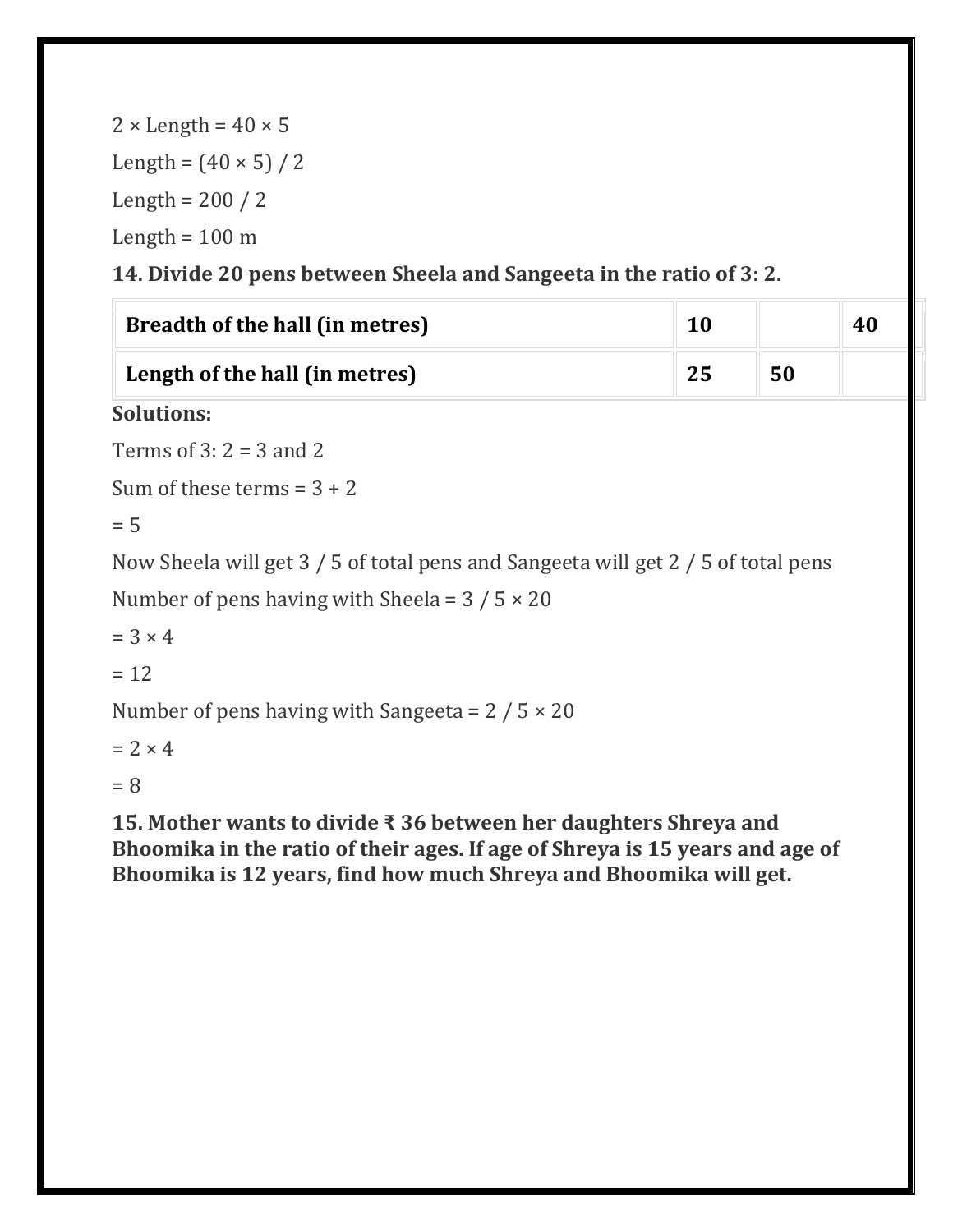2 × Length = 40 × 5

Length = (40 × 5) / 2

Length = 200 / 2

Length = 100 m

**14. Divide 20 pens between Sheela and Sangeeta in the ratio of 3: 2.**

| **Breadth of the hall (in metres)** | **10** | | **40** |
|---|---|---|---|
| **Length of the hall (in metres)** | **25** | **50** | |

**Solutions:**

Terms of 3: 2 = 3 and 2

Sum of these terms = 3 + 2

= 5

Now Sheela will get 3 / 5 of total pens and Sangeeta will get 2 / 5 of total pens

Number of pens having with Sheela = 3 / 5 × 20

= 3 × 4

= 12

Number of pens having with Sangeeta = 2 / 5 × 20

= 2 × 4

= 8

**15. Mother wants to divide ₹ 36 between her daughters Shreya and Bhoomika in the ratio of their ages. If age of Shreya is 15 years and age of Bhoomika is 12 years, find how much Shreya and Bhoomika will get.**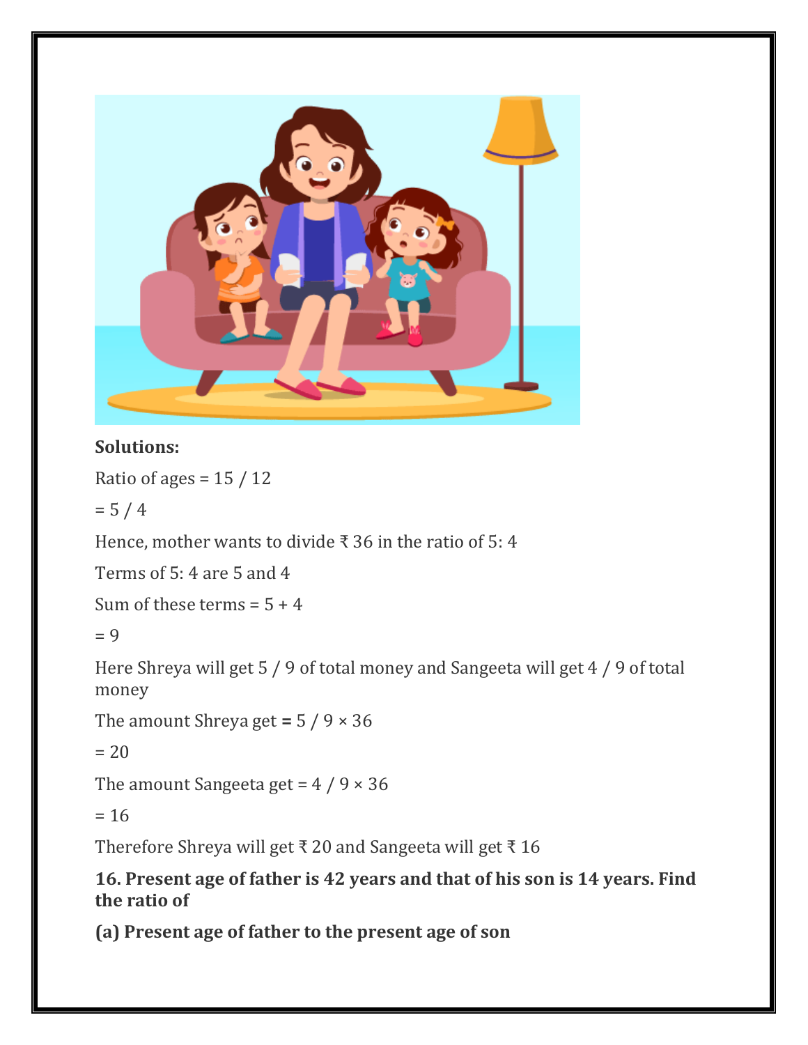**Solutions:**

Ratio of ages = 15 / 12

= 5 / 4

Hence, mother wants to divide ₹ 36 in the ratio of 5: 4

Terms of 5: 4 are 5 and 4

Sum of these terms = 5 + 4

= 9

Here Shreya will get 5 / 9 of total money and Sangeeta will get 4 / 9 of total money

The amount Shreya get **=** 5 / 9 × 36

= 20

The amount Sangeeta get = 4 / 9 × 36

= 16

Therefore Shreya will get ₹ 20 and Sangeeta will get ₹ 16

**16. Present age of father is 42 years and that of his son is 14 years. Find the ratio of**

**(a) Present age of father to the present age of son**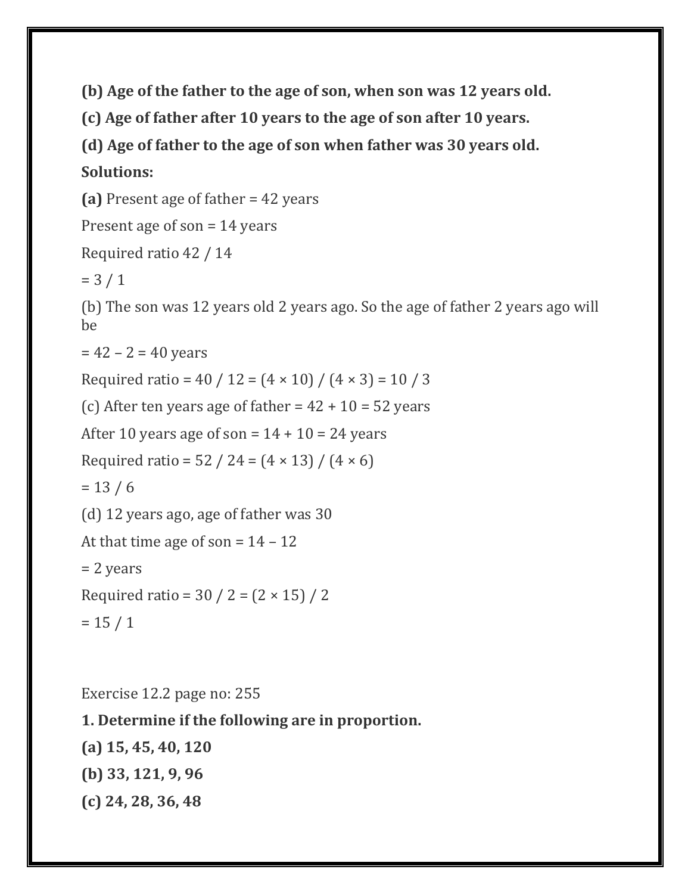**(b) Age of the father to the age of son, when son was 12 years old.**

**(c) Age of father after 10 years to the age of son after 10 years.**

**(d) Age of father to the age of son when father was 30 years old.**

**Solutions:**

**(a)** Present age of father = 42 years

Present age of son = 14 years

Required ratio 42 / 14

= 3 / 1

(b) The son was 12 years old 2 years ago. So the age of father 2 years ago will be

= 42 – 2 = 40 years

Required ratio = 40 / 12 = (4 × 10) / (4 × 3) = 10 / 3

(c) After ten years age of father = 42 + 10 = 52 years

After 10 years age of son = 14 + 10 = 24 years

Required ratio = 52 / 24 = (4 × 13) / (4 × 6)

= 13 / 6

(d) 12 years ago, age of father was 30

At that time age of son = 14 – 12

= 2 years

Required ratio = 30 / 2 = (2 × 15) / 2

= 15 / 1

Exercise 12.2 page no: 255

**1. Determine if the following are in proportion.**

**(a) 15, 45, 40, 120**

**(b) 33, 121, 9, 96**

**(c) 24, 28, 36, 48**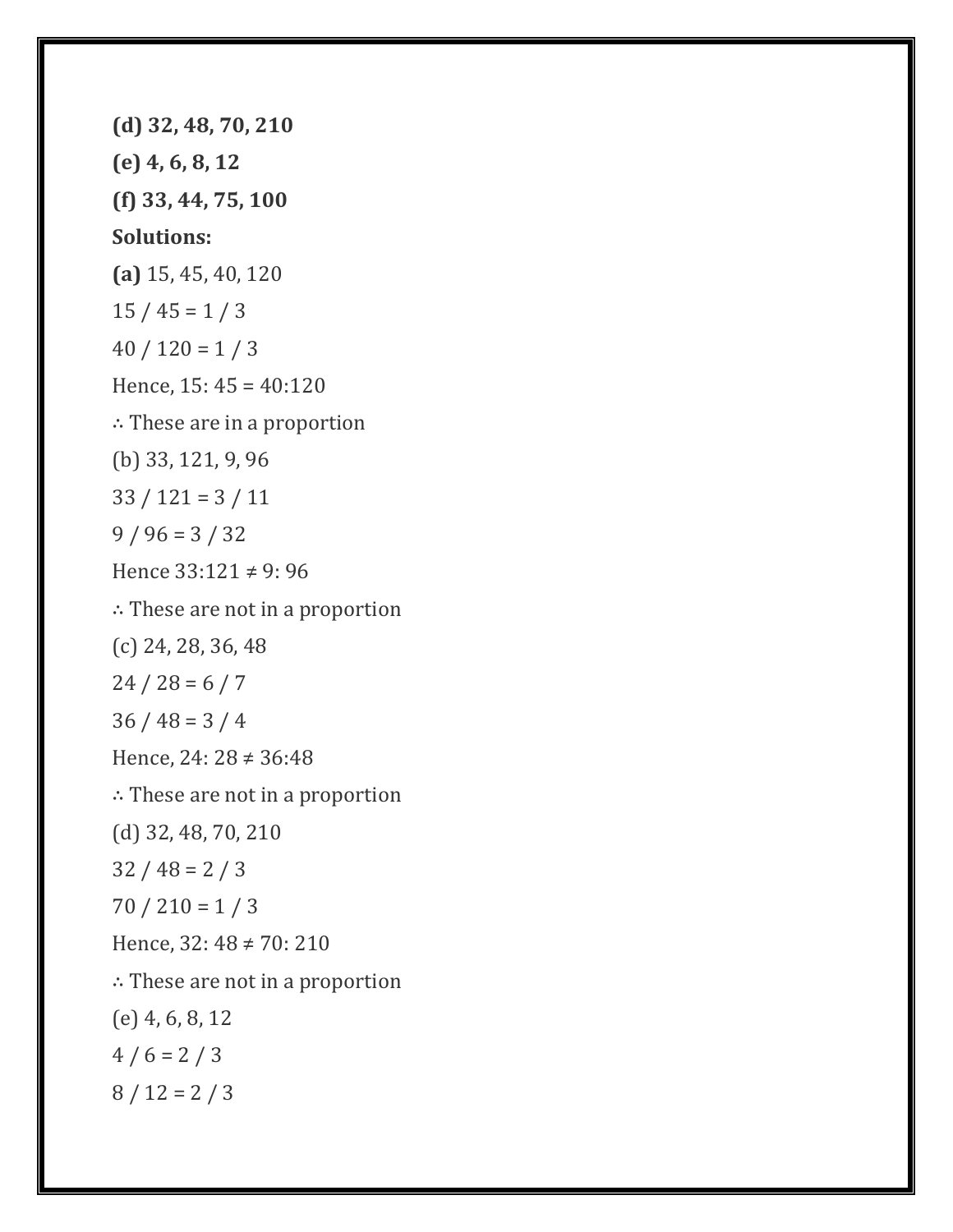**(d) 32, 48, 70, 210**

**(e) 4, 6, 8, 12**

**(f) 33, 44, 75, 100**

**Solutions:**

**(a)** 15, 45, 40, 120

15 / 45 = 1 / 3

40 / 120 = 1 / 3

Hence, 15: 45 = 40:120

∴ These are in a proportion

(b) 33, 121, 9, 96

33 / 121 = 3 / 11

9 / 96 = 3 / 32

Hence 33:121 ≠ 9: 96

∴ These are not in a proportion

(c) 24, 28, 36, 48

24 / 28 = 6 / 7

36 / 48 = 3 / 4

Hence, 24: 28 ≠ 36:48

∴ These are not in a proportion

(d) 32, 48, 70, 210

32 / 48 = 2 / 3

70 / 210 = 1 / 3

Hence, 32: 48 ≠ 70: 210

∴ These are not in a proportion

(e) 4, 6, 8, 12

4 / 6 = 2 / 3

8 / 12 = 2 / 3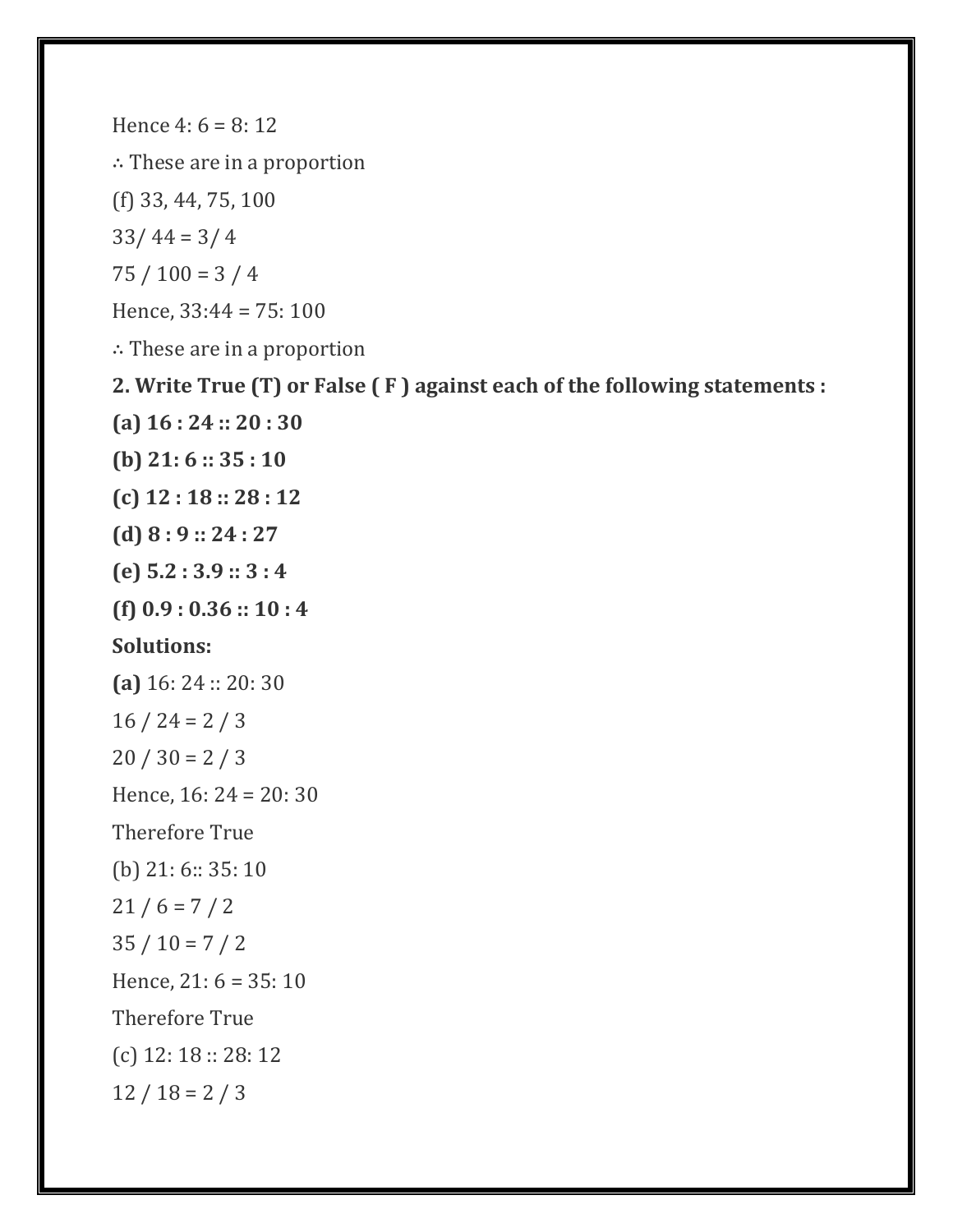Hence 4: 6 = 8: 12

∴ These are in a proportion

(f) 33, 44, 75, 100

33/ 44 = 3/ 4

75 / 100 = 3 / 4

Hence, 33:44 = 75: 100

∴ These are in a proportion

**2. Write True (T) or False ( F ) against each of the following statements :**

**(a) 16 : 24 :: 20 : 30**

**(b) 21: 6 :: 35 : 10**

**(c) 12 : 18 :: 28 : 12**

**(d) 8 : 9 :: 24 : 27**

**(e) 5.2 : 3.9 :: 3 : 4**

**(f) 0.9 : 0.36 :: 10 : 4**

**Solutions:**

**(a)** 16: 24 :: 20: 30

16 / 24 = 2 / 3

20 / 30 = 2 / 3

Hence, 16: 24 = 20: 30

Therefore True

(b) 21: 6:: 35: 10

21 / 6 = 7 / 2

35 / 10 = 7 / 2

Hence, 21: 6 = 35: 10

Therefore True

(c) 12: 18 :: 28: 12

12 / 18 = 2 / 3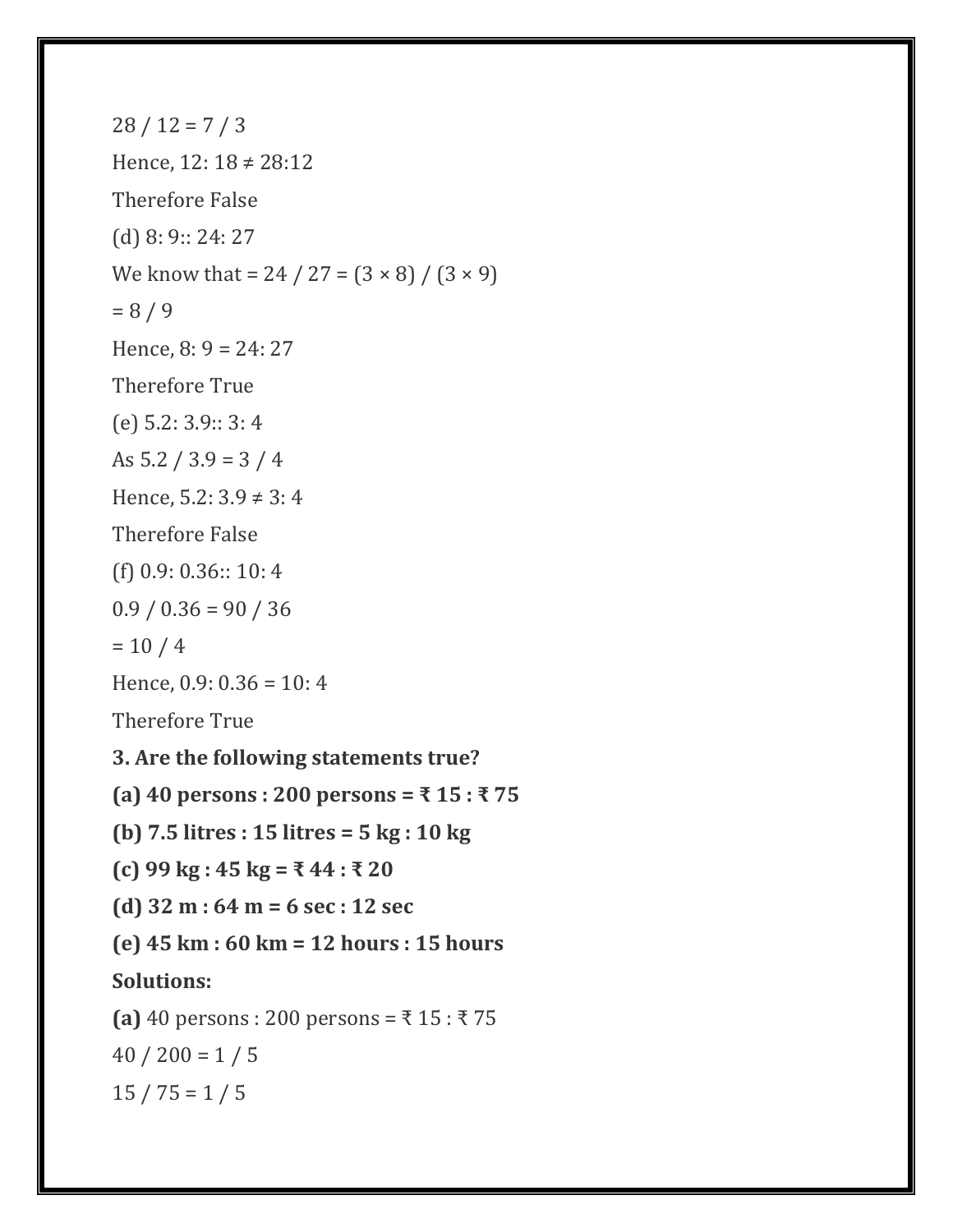$28 / 12 = 7 / 3$

Hence, $12: 18 \neq 28:12$

Therefore False

(d) 8: 9:: 24: 27

We know that $= 24 / 27 = (3 \times 8) / (3 \times 9)$

$= 8 / 9$

Hence, $8: 9 = 24: 27$

Therefore True

(e) 5.2: 3.9:: 3: 4

As $5.2 / 3.9 = 3 / 4$

Hence, $5.2: 3.9 \neq 3: 4$

Therefore False

(f) 0.9: 0.36:: 10: 4

$0.9 / 0.36 = 90 / 36$

$= 10 / 4$

Hence, $0.9: 0.36 = 10: 4$

Therefore True

**3. Are the following statements true?**

**(a) 40 persons : 200 persons = ₹ 15 : ₹ 75**

**(b) 7.5 litres : 15 litres = 5 kg : 10 kg**

**(c) 99 kg : 45 kg = ₹ 44 : ₹ 20**

**(d) 32 m : 64 m = 6 sec : 12 sec**

**(e) 45 km : 60 km = 12 hours : 15 hours**

**Solutions:**

**(a)** 40 persons : 200 persons = ₹ 15 : ₹ 75

$40 / 200 = 1 / 5$

$15 / 75 = 1 / 5$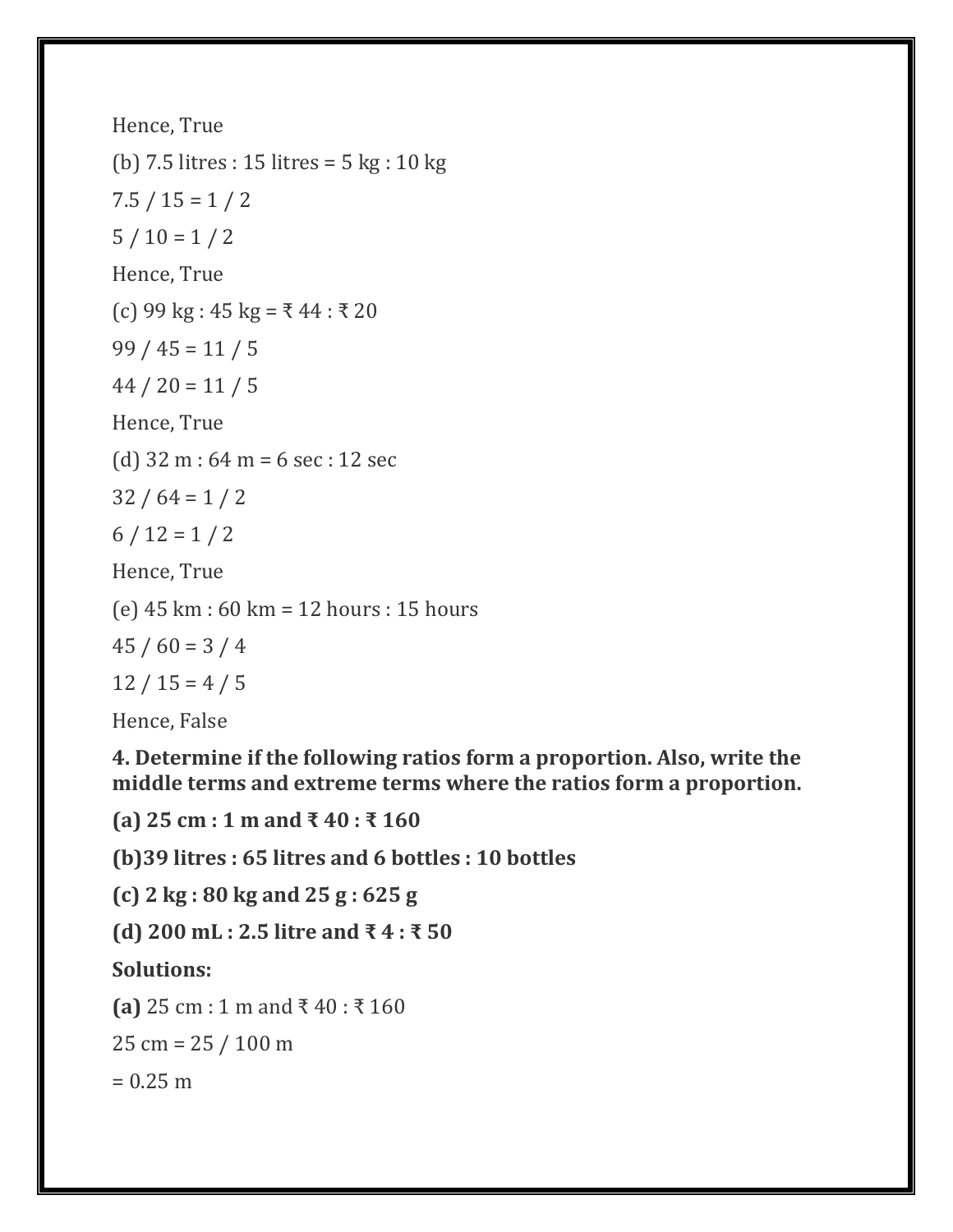Hence, True

(b) 7.5 litres : 15 litres = 5 kg : 10 kg

$7.5 / 15 = 1 / 2$

$5 / 10 = 1 / 2$

Hence, True

(c) 99 kg : 45 kg = ₹ 44 : ₹ 20

$99 / 45 = 11 / 5$

$44 / 20 = 11 / 5$

Hence, True

(d) 32 m : 64 m = 6 sec : 12 sec

$32 / 64 = 1 / 2$

$6 / 12 = 1 / 2$

Hence, True

(e) 45 km : 60 km = 12 hours : 15 hours

$45 / 60 = 3 / 4$

$12 / 15 = 4 / 5$

Hence, False

**4. Determine if the following ratios form a proportion. Also, write the middle terms and extreme terms where the ratios form a proportion.**

**(a) 25 cm : 1 m and ₹ 40 : ₹ 160**

**(b)39 litres : 65 litres and 6 bottles : 10 bottles**

**(c) 2 kg : 80 kg and 25 g : 625 g**

**(d) 200 mL : 2.5 litre and ₹ 4 : ₹ 50**

**Solutions:**

**(a)** 25 cm : 1 m and ₹ 40 : ₹ 160

25 cm = 25 / 100 m

= 0.25 m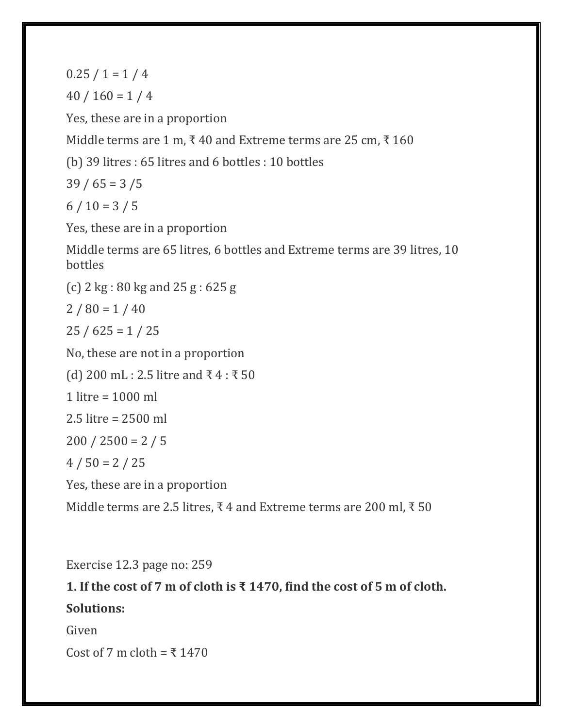$0.25 / 1 = 1 / 4$

$40 / 160 = 1 / 4$

Yes, these are in a proportion

Middle terms are 1 m, ₹ 40 and Extreme terms are 25 cm, ₹ 160

(b) 39 litres : 65 litres and 6 bottles : 10 bottles

$39 / 65 = 3 / 5$

$6 / 10 = 3 / 5$

Yes, these are in a proportion

Middle terms are 65 litres, 6 bottles and Extreme terms are 39 litres, 10 bottles

(c) 2 kg : 80 kg and 25 g : 625 g

$2 / 80 = 1 / 40$

$25 / 625 = 1 / 25$

No, these are not in a proportion

(d) 200 mL : 2.5 litre and ₹ 4 : ₹ 50

1 litre = 1000 ml

2.5 litre = 2500 ml

$200 / 2500 = 2 / 5$

$4 / 50 = 2 / 25$

Yes, these are in a proportion

Middle terms are 2.5 litres, ₹ 4 and Extreme terms are 200 ml, ₹ 50

Exercise 12.3 page no: 259

**1. If the cost of 7 m of cloth is ₹ 1470, find the cost of 5 m of cloth.**

**Solutions:**

Given

Cost of 7 m cloth = ₹ 1470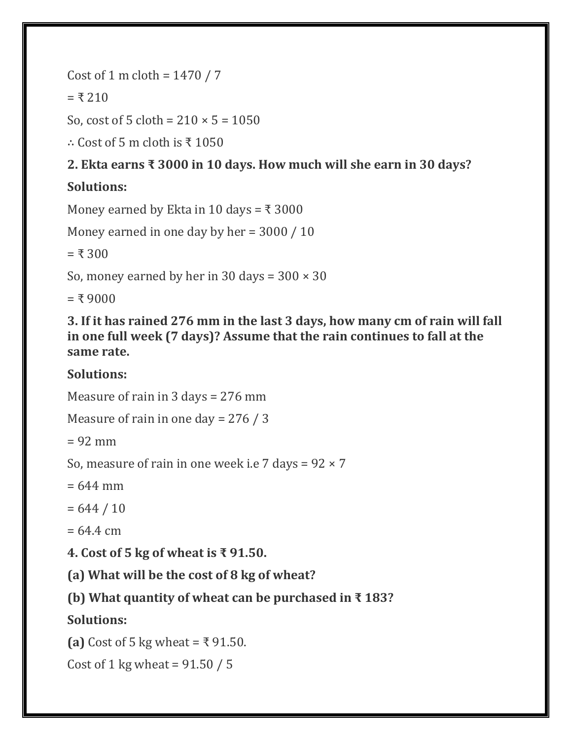Cost of 1 m cloth = 1470 / 7

= ₹ 210

So, cost of 5 cloth = 210 × 5 = 1050

∴ Cost of 5 m cloth is ₹ 1050

**2. Ekta earns ₹ 3000 in 10 days. How much will she earn in 30 days?**

**Solutions:**

Money earned by Ekta in 10 days = ₹ 3000

Money earned in one day by her = 3000 / 10

= ₹ 300

So, money earned by her in 30 days = 300 × 30

= ₹ 9000

**3. If it has rained 276 mm in the last 3 days, how many cm of rain will fall in one full week (7 days)? Assume that the rain continues to fall at the same rate.**

**Solutions:**

Measure of rain in 3 days = 276 mm

Measure of rain in one day = 276 / 3

= 92 mm

So, measure of rain in one week i.e 7 days = 92 × 7

= 644 mm

= 644 / 10

= 64.4 cm

**4. Cost of 5 kg of wheat is ₹ 91.50.**

**(a) What will be the cost of 8 kg of wheat?**

**(b) What quantity of wheat can be purchased in ₹ 183?**

**Solutions:**

**(a)** Cost of 5 kg wheat = ₹ 91.50.

Cost of 1 kg wheat = 91.50 / 5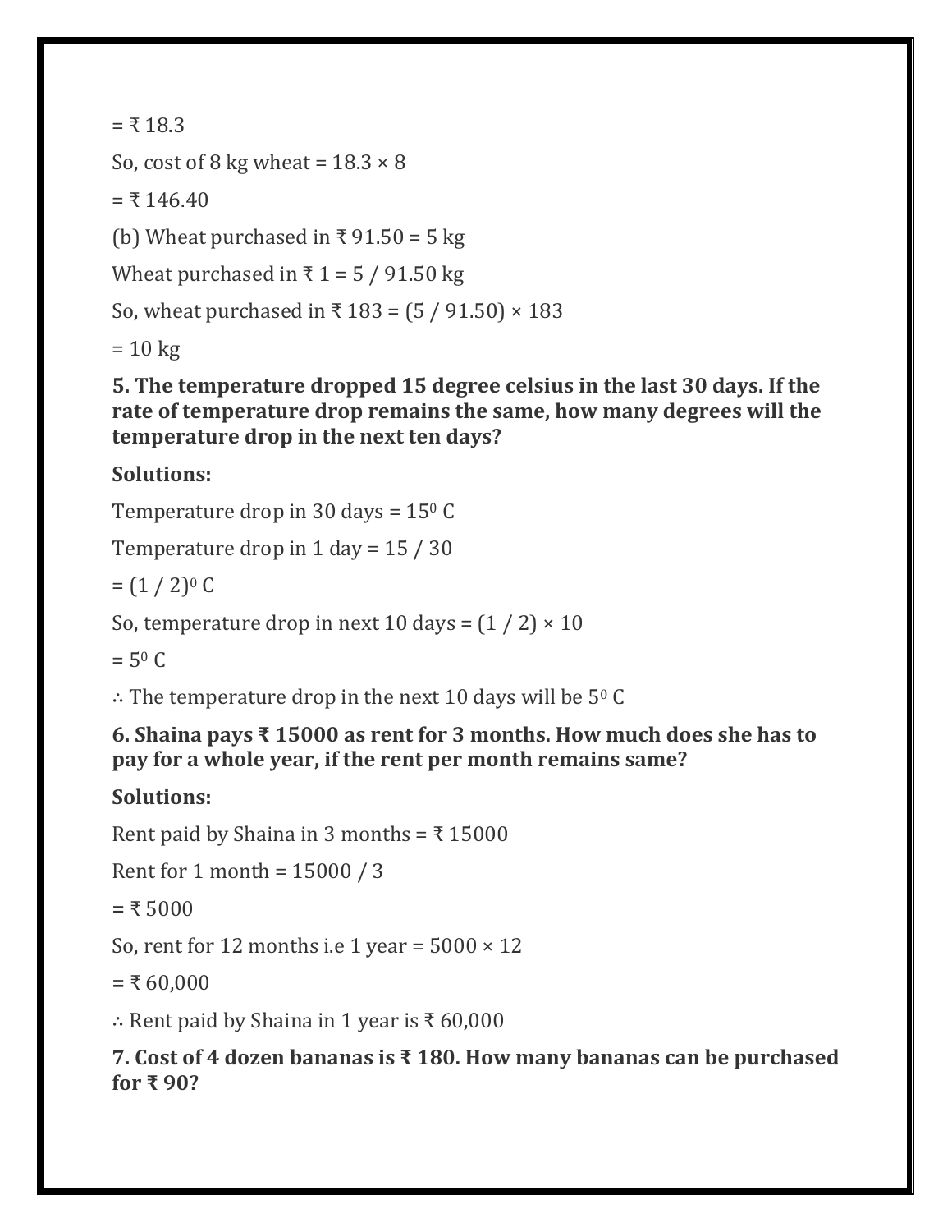= ₹ 18.3

So, cost of 8 kg wheat = $18.3 \times 8$

= ₹ 146.40

(b) Wheat purchased in ₹ 91.50 = 5 kg

Wheat purchased in ₹ 1 = 5 / 91.50 kg

So, wheat purchased in ₹ 183 = $(5 / 91.50) \times 183$

= 10 kg

**5. The temperature dropped 15 degree celsius in the last 30 days. If the rate of temperature drop remains the same, how many degrees will the temperature drop in the next ten days?**

**Solutions:**

Temperature drop in 30 days = $15^0$ C

Temperature drop in 1 day = 15 / 30

= $(1 / 2)^0$ C

So, temperature drop in next 10 days = $(1 / 2) \times 10$

= $5^0$ C

∴ The temperature drop in the next 10 days will be $5^0$ C

**6. Shaina pays ₹ 15000 as rent for 3 months. How much does she has to pay for a whole year, if the rent per month remains same?**

**Solutions:**

Rent paid by Shaina in 3 months = ₹ 15000

Rent for 1 month = 15000 / 3

**=** ₹ 5000

So, rent for 12 months i.e 1 year = $5000 \times 12$

**=** ₹ 60,000

∴ Rent paid by Shaina in 1 year is ₹ 60,000

**7. Cost of 4 dozen bananas is ₹ 180. How many bananas can be purchased for ₹ 90?**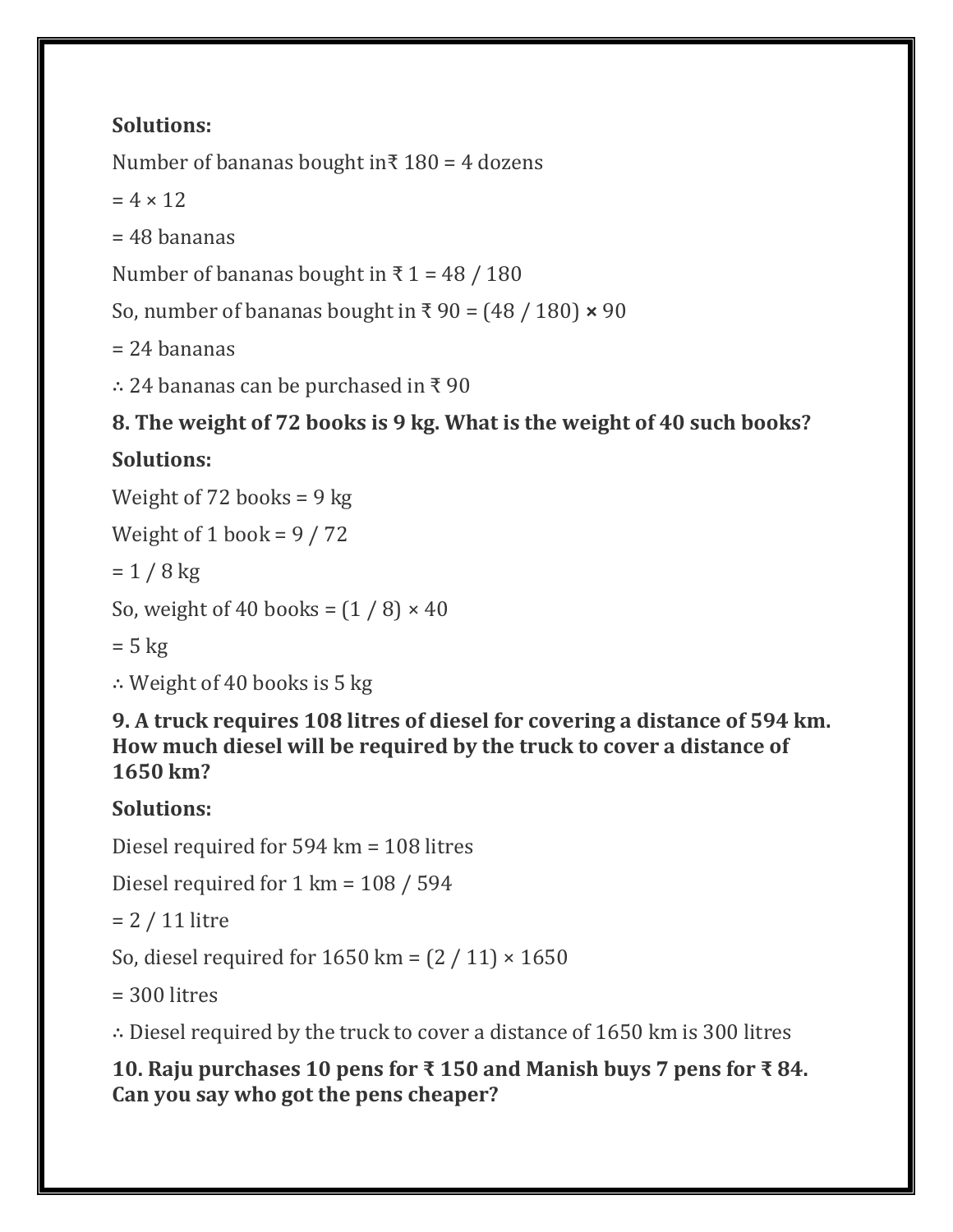**Solutions:**

Number of bananas bought in₹ 180 = 4 dozens

$= 4 \times 12$

= 48 bananas

Number of bananas bought in ₹ 1 = 48 / 180

So, number of bananas bought in ₹ 90 = (48 / 180) **×** 90

= 24 bananas

∴ 24 bananas can be purchased in ₹ 90

**8. The weight of 72 books is 9 kg. What is the weight of 40 such books?**

**Solutions:**

Weight of 72 books = 9 kg

Weight of 1 book = 9 / 72

= 1 / 8 kg

So, weight of 40 books = (1 / 8) × 40

= 5 kg

∴ Weight of 40 books is 5 kg

**9. A truck requires 108 litres of diesel for covering a distance of 594 km. How much diesel will be required by the truck to cover a distance of 1650 km?**

**Solutions:**

Diesel required for 594 km = 108 litres

Diesel required for 1 km = 108 / 594

= 2 / 11 litre

So, diesel required for 1650 km = (2 / 11) × 1650

= 300 litres

∴ Diesel required by the truck to cover a distance of 1650 km is 300 litres

**10. Raju purchases 10 pens for ₹ 150 and Manish buys 7 pens for ₹ 84. Can you say who got the pens cheaper?**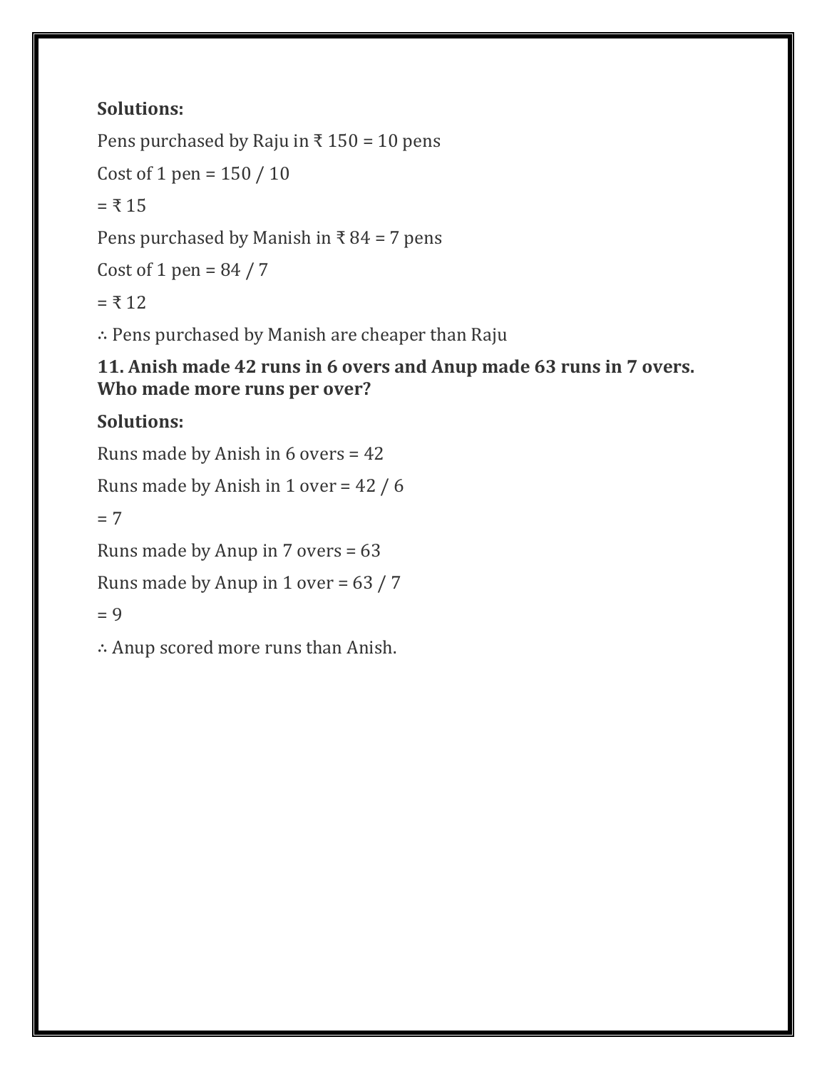**Solutions:**

Pens purchased by Raju in ₹ 150 = 10 pens

Cost of 1 pen = 150 / 10

= ₹ 15

Pens purchased by Manish in ₹ 84 = 7 pens

Cost of 1 pen = 84 / 7

= ₹ 12

∴ Pens purchased by Manish are cheaper than Raju

**11. Anish made 42 runs in 6 overs and Anup made 63 runs in 7 overs. Who made more runs per over?**

**Solutions:**

Runs made by Anish in 6 overs = 42

Runs made by Anish in 1 over = 42 / 6

= 7

Runs made by Anup in 7 overs = 63

Runs made by Anup in 1 over = 63 / 7

= 9

∴ Anup scored more runs than Anish.